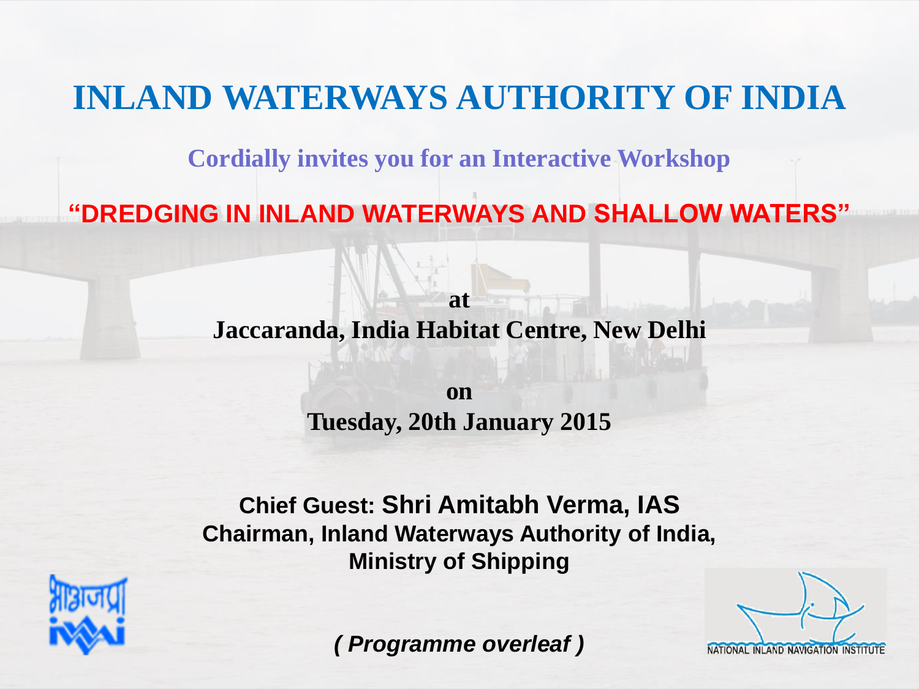# INLAND WATERWAYS AUTHORITY OF INDIA

**Cordially invites you for an Interactive Workshop**

## "DREDGING IN INLAND WATERWAYS AND SHALLOW WATERS"

**at**
**Jaccaranda, India Habitat Centre, New Delhi**

**on**
**Tuesday, 20th January 2015**

**Chief Guest: Shri Amitabh Verma, IAS**
**Chairman, Inland Waterways Authority of India,**
**Ministry of Shipping**

भाअजप्रा
iwai

***( Programme overleaf )***

NATIONAL INLAND NAVIGATION INSTITUTE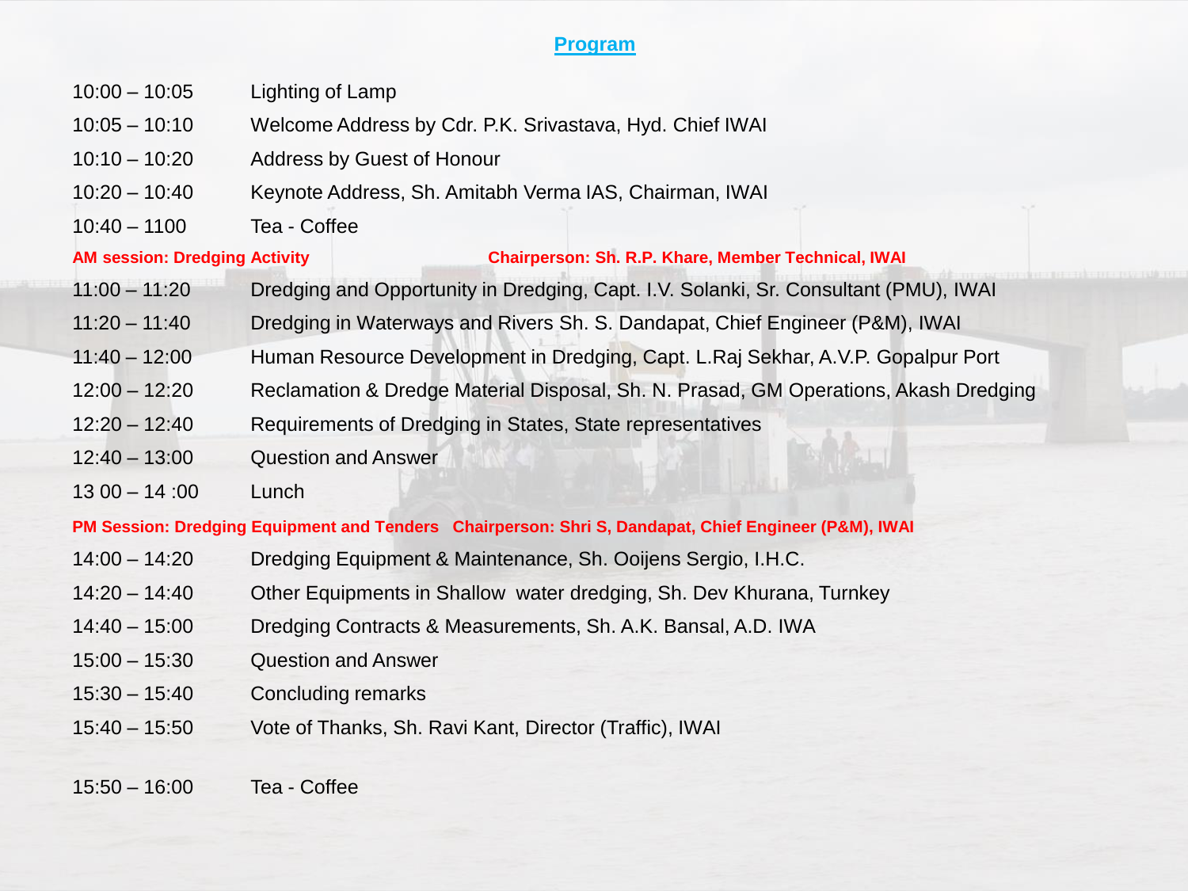## Program

| | |
|---|---|
| 10:00 – 10:05 | Lighting of Lamp |
| 10:05 – 10:10 | Welcome Address by Cdr. P.K. Srivastava, Hyd. Chief IWAI |
| 10:10 – 10:20 | Address by Guest of Honour |
| 10:20 – 10:40 | Keynote Address, Sh. Amitabh Verma IAS, Chairman, IWAI |
| 10:40 – 1100 | Tea - Coffee |
| **AM session: Dredging Activity** | **Chairperson: Sh. R.P. Khare, Member Technical, IWAI** |
| 11:00 – 11:20 | Dredging and Opportunity in Dredging, Capt. I.V. Solanki, Sr. Consultant (PMU), IWAI |
| 11:20 – 11:40 | Dredging in Waterways and Rivers Sh. S. Dandapat, Chief Engineer (P&M), IWAI |
| 11:40 – 12:00 | Human Resource Development in Dredging, Capt. L.Raj Sekhar, A.V.P. Gopalpur Port |
| 12:00 – 12:20 | Reclamation & Dredge Material Disposal, Sh. N. Prasad, GM Operations, Akash Dredging |
| 12:20 – 12:40 | Requirements of Dredging in States, State representatives |
| 12:40 – 13:00 | Question and Answer |
| 13 00 – 14 :00 | Lunch |
| **PM Session: Dredging Equipment and Tenders** | **Chairperson: Shri S, Dandapat, Chief Engineer (P&M), IWAI** |
| 14:00 – 14:20 | Dredging Equipment & Maintenance, Sh. Ooijens Sergio, I.H.C. |
| 14:20 – 14:40 | Other Equipments in Shallow water dredging, Sh. Dev Khurana, Turnkey |
| 14:40 – 15:00 | Dredging Contracts & Measurements, Sh. A.K. Bansal, A.D. IWA |
| 15:00 – 15:30 | Question and Answer |
| 15:30 – 15:40 | Concluding remarks |
| 15:40 – 15:50 | Vote of Thanks, Sh. Ravi Kant, Director (Traffic), IWAI |
| 15:50 – 16:00 | Tea - Coffee |